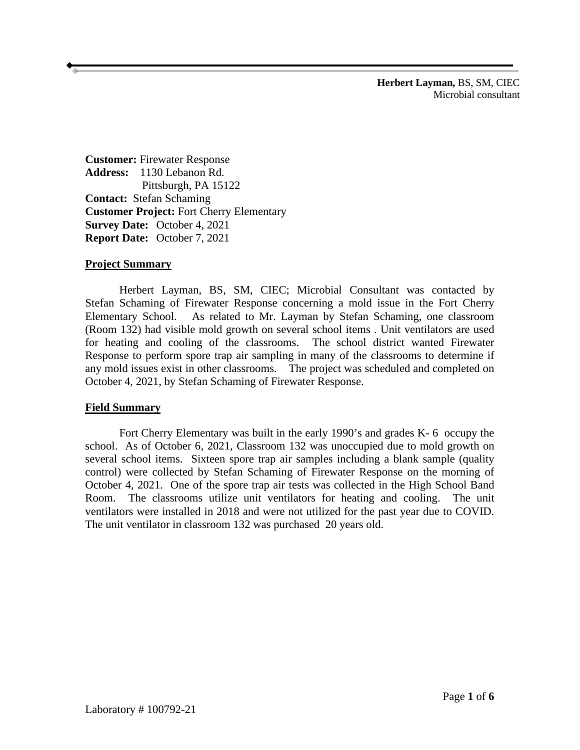**Herbert Layman,** BS, SM, CIEC
Microbial consultant

**Customer:** Firewater Response
**Address:** 1130 Lebanon Rd.
Pittsburgh, PA 15122
**Contact:** Stefan Schaming
**Customer Project:** Fort Cherry Elementary
**Survey Date:** October 4, 2021
**Report Date:** October 7, 2021

## Project Summary

Herbert Layman, BS, SM, CIEC; Microbial Consultant was contacted by Stefan Schaming of Firewater Response concerning a mold issue in the Fort Cherry Elementary School. As related to Mr. Layman by Stefan Schaming, one classroom (Room 132) had visible mold growth on several school items . Unit ventilators are used for heating and cooling of the classrooms. The school district wanted Firewater Response to perform spore trap air sampling in many of the classrooms to determine if any mold issues exist in other classrooms. The project was scheduled and completed on October 4, 2021, by Stefan Schaming of Firewater Response.

## Field Summary

Fort Cherry Elementary was built in the early 1990's and grades K- 6 occupy the school. As of October 6, 2021, Classroom 132 was unoccupied due to mold growth on several school items. Sixteen spore trap air samples including a blank sample (quality control) were collected by Stefan Schaming of Firewater Response on the morning of October 4, 2021. One of the spore trap air tests was collected in the High School Band Room. The classrooms utilize unit ventilators for heating and cooling. The unit ventilators were installed in 2018 and were not utilized for the past year due to COVID. The unit ventilator in classroom 132 was purchased 20 years old.

Laboratory # 100792-21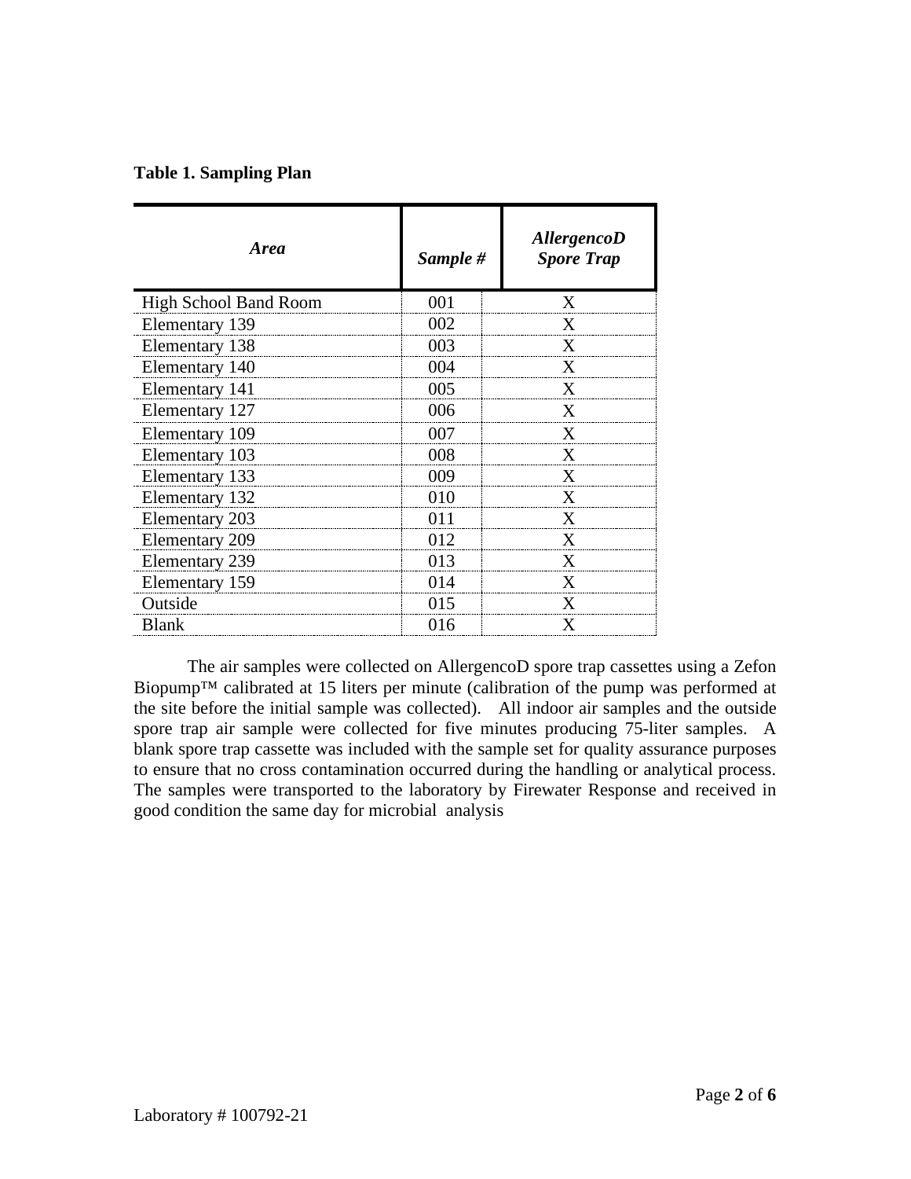**Table 1. Sampling Plan**

| *Area* | *Sample #* | *AllergencoD Spore Trap* |
|---|---|---|
| High School Band Room | 001 | X |
| Elementary 139 | 002 | X |
| Elementary 138 | 003 | X |
| Elementary 140 | 004 | X |
| Elementary 141 | 005 | X |
| Elementary 127 | 006 | X |
| Elementary 109 | 007 | X |
| Elementary 103 | 008 | X |
| Elementary 133 | 009 | X |
| Elementary 132 | 010 | X |
| Elementary 203 | 011 | X |
| Elementary 209 | 012 | X |
| Elementary 239 | 013 | X |
| Elementary 159 | 014 | X |
| Outside | 015 | X |
| Blank | 016 | X |

The air samples were collected on AllergencoD spore trap cassettes using a Zefon Biopump™ calibrated at 15 liters per minute (calibration of the pump was performed at the site before the initial sample was collected). All indoor air samples and the outside spore trap air sample were collected for five minutes producing 75-liter samples. A blank spore trap cassette was included with the sample set for quality assurance purposes to ensure that no cross contamination occurred during the handling or analytical process. The samples were transported to the laboratory by Firewater Response and received in good condition the same day for microbial analysis

Laboratory # 100792-21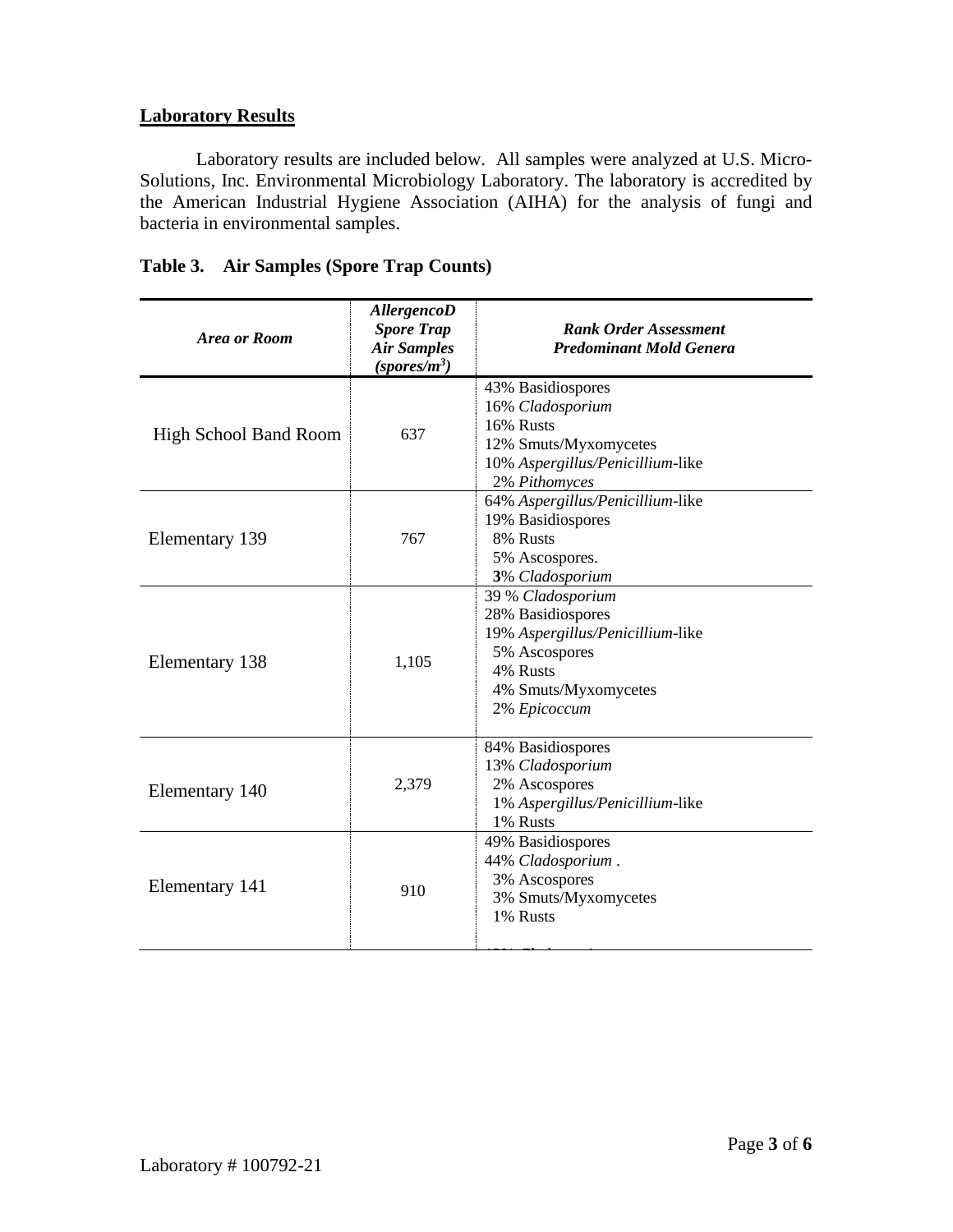## Laboratory Results

Laboratory results are included below. All samples were analyzed at U.S. Micro-Solutions, Inc. Environmental Microbiology Laboratory. The laboratory is accredited by the American Industrial Hygiene Association (AIHA) for the analysis of fungi and bacteria in environmental samples.

**Table 3. Air Samples (Spore Trap Counts)**

| *Area or Room* | *AllergencoD Spore Trap Air Samples (spores/m$^3$)* | *Rank Order Assessment Predominant Mold Genera* |
|---|---|---|
| High School Band Room | 637 | 43% Basidiospores<br>16% *Cladosporium*<br>16% Rusts<br>12% Smuts/Myxomycetes<br>10% *Aspergillus/Penicillium*-like<br>2% *Pithomyces* |
| Elementary 139 | 767 | 64% *Aspergillus/Penicillium*-like<br>19% Basidiospores<br>8% Rusts<br>5% Ascospores.<br>**3**% *Cladosporium* |
| Elementary 138 | 1,105 | 39 % *Cladosporium*<br>28% Basidiospores<br>19% *Aspergillus/Penicillium*-like<br>5% Ascospores<br>4% Rusts<br>4% Smuts/Myxomycetes<br>2% *Epicoccum* |
| Elementary 140 | 2,379 | 84% Basidiospores<br>13% *Cladosporium*<br>2% Ascospores<br>1% *Aspergillus/Penicillium*-like<br>1% Rusts |
| Elementary 141 | 910 | 49% Basidiospores<br>44% *Cladosporium* .<br>3% Ascospores<br>3% Smuts/Myxomycetes<br>1% Rusts |

Laboratory # 100792-21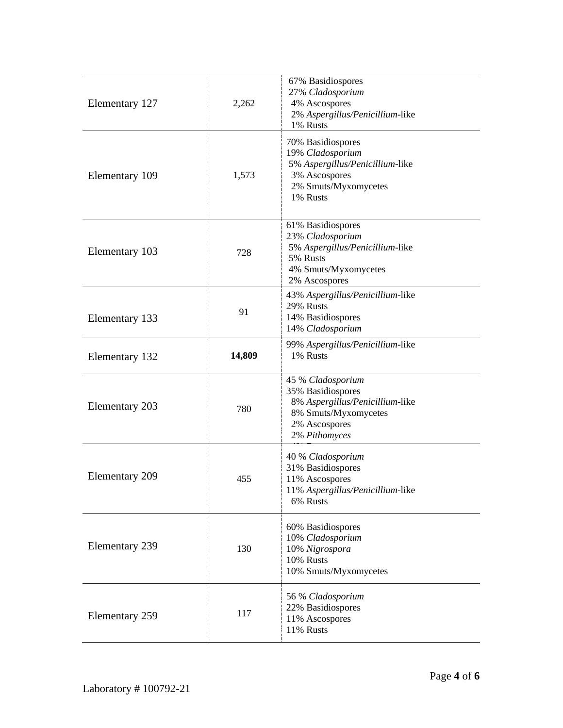| | | |
|---|---|---|
| Elementary 127 | 2,262 | 67% Basidiospores<br>27% *Cladosporium*<br>4% Ascospores<br>2% *Aspergillus/Penicillium*-like<br>1% Rusts |
| Elementary 109 | 1,573 | 70% Basidiospores<br>19% *Cladosporium*<br>5% *Aspergillus/Penicillium*-like<br>3% Ascospores<br>2% Smuts/Myxomycetes<br>1% Rusts |
| Elementary 103 | 728 | 61% Basidiospores<br>23% *Cladosporium*<br>5% *Aspergillus/Penicillium*-like<br>5% Rusts<br>4% Smuts/Myxomycetes<br>2% Ascospores |
| Elementary 133 | 91 | 43% *Aspergillus/Penicillium*-like<br>29% Rusts<br>14% Basidiospores<br>14% *Cladosporium* |
| Elementary 132 | **14,809** | 99% *Aspergillus/Penicillium*-like<br>1% Rusts |
| Elementary 203 | 780 | 45 % *Cladosporium*<br>35% Basidiospores<br>8% *Aspergillus/Penicillium*-like<br>8% Smuts/Myxomycetes<br>2% Ascospores<br>2% *Pithomyces* |
| Elementary 209 | 455 | 40 % *Cladosporium*<br>31% Basidiospores<br>11% Ascospores<br>11% *Aspergillus/Penicillium*-like<br>6% Rusts |
| Elementary 239 | 130 | 60% Basidiospores<br>10% *Cladosporium*<br>10% *Nigrospora*<br>10% Rusts<br>10% Smuts/Myxomycetes |
| Elementary 259 | 117 | 56 % *Cladosporium*<br>22% Basidiospores<br>11% Ascospores<br>11% Rusts |

Laboratory # 100792-21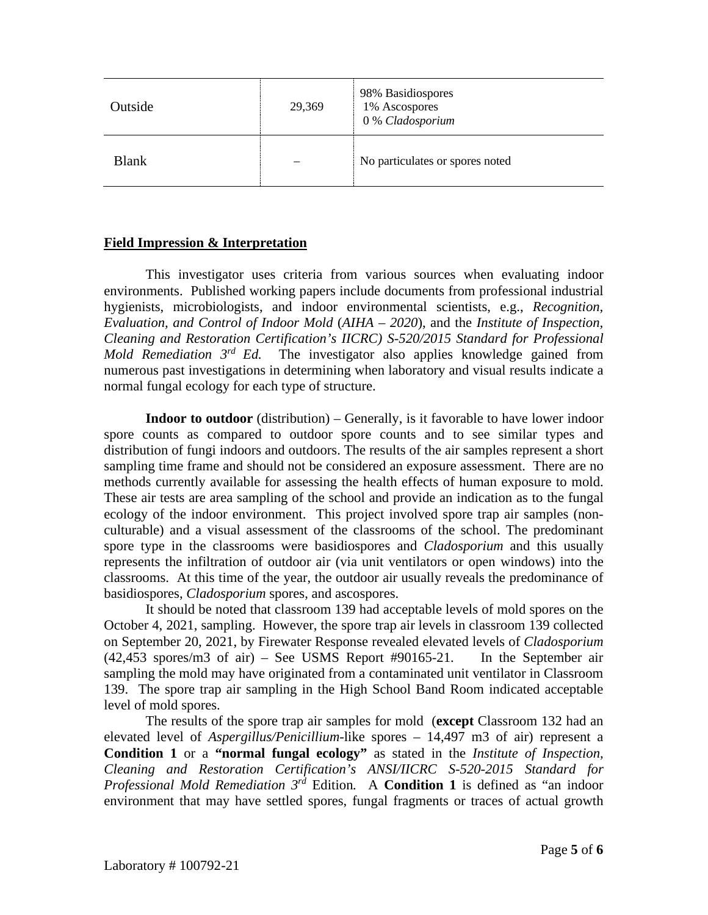| | | |
|---|---|---|
| Outside | 29,369 | 98% Basidiospores<br>1% Ascospores<br>0 % *Cladosporium* |
| Blank | – | No particulates or spores noted |

## Field Impression & Interpretation

This investigator uses criteria from various sources when evaluating indoor environments. Published working papers include documents from professional industrial hygienists, microbiologists, and indoor environmental scientists, e.g., *Recognition, Evaluation, and Control of Indoor Mold* (*AIHA – 2020*), and the *Institute of Inspection, Cleaning and Restoration Certification's IICRC) S-520/2015 Standard for Professional Mold Remediation 3rd Ed.* The investigator also applies knowledge gained from numerous past investigations in determining when laboratory and visual results indicate a normal fungal ecology for each type of structure.

**Indoor to outdoor** (distribution) – Generally, is it favorable to have lower indoor spore counts as compared to outdoor spore counts and to see similar types and distribution of fungi indoors and outdoors. The results of the air samples represent a short sampling time frame and should not be considered an exposure assessment. There are no methods currently available for assessing the health effects of human exposure to mold. These air tests are area sampling of the school and provide an indication as to the fungal ecology of the indoor environment. This project involved spore trap air samples (non-culturable) and a visual assessment of the classrooms of the school. The predominant spore type in the classrooms were basidiospores and *Cladosporium* and this usually represents the infiltration of outdoor air (via unit ventilators or open windows) into the classrooms. At this time of the year, the outdoor air usually reveals the predominance of basidiospores, *Cladosporium* spores, and ascospores.

It should be noted that classroom 139 had acceptable levels of mold spores on the October 4, 2021, sampling. However, the spore trap air levels in classroom 139 collected on September 20, 2021, by Firewater Response revealed elevated levels of *Cladosporium* (42,453 spores/m3 of air) – See USMS Report #90165-21. In the September air sampling the mold may have originated from a contaminated unit ventilator in Classroom 139. The spore trap air sampling in the High School Band Room indicated acceptable level of mold spores.

The results of the spore trap air samples for mold (**except** Classroom 132 had an elevated level of *Aspergillus/Penicillium*-like spores – 14,497 m3 of air) represent a **Condition 1** or a **"normal fungal ecology"** as stated in the *Institute of Inspection, Cleaning and Restoration Certification's ANSI/IICRC S-520-2015 Standard for Professional Mold Remediation 3rd* Edition*.* A **Condition 1** is defined as "an indoor environment that may have settled spores, fungal fragments or traces of actual growth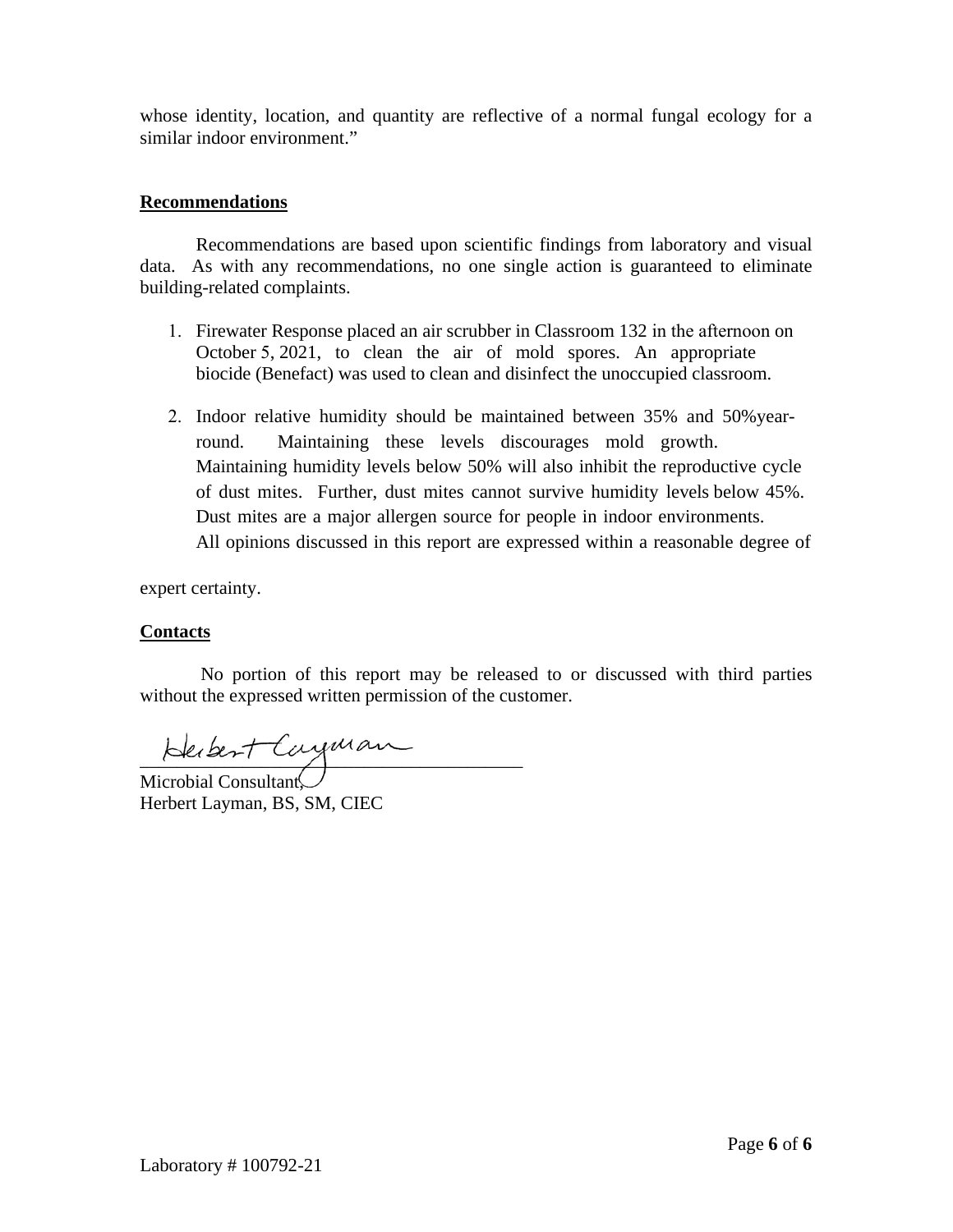whose identity, location, and quantity are reflective of a normal fungal ecology for a similar indoor environment."

**Recommendations**

Recommendations are based upon scientific findings from laboratory and visual data. As with any recommendations, no one single action is guaranteed to eliminate building-related complaints.

1. Firewater Response placed an air scrubber in Classroom 132 in the afternoon on October 5, 2021, to clean the air of mold spores. An appropriate biocide (Benefact) was used to clean and disinfect the unoccupied classroom.

2. Indoor relative humidity should be maintained between 35% and 50%year-round. Maintaining these levels discourages mold growth. Maintaining humidity levels below 50% will also inhibit the reproductive cycle of dust mites. Further, dust mites cannot survive humidity levels below 45%. Dust mites are a major allergen source for people in indoor environments.

All opinions discussed in this report are expressed within a reasonable degree of expert certainty.

**Contacts**

No portion of this report may be released to or discussed with third parties without the expressed written permission of the customer.

Herbert Layman

Microbial Consultant,
Herbert Layman, BS, SM, CIEC

Laboratory # 100792-21